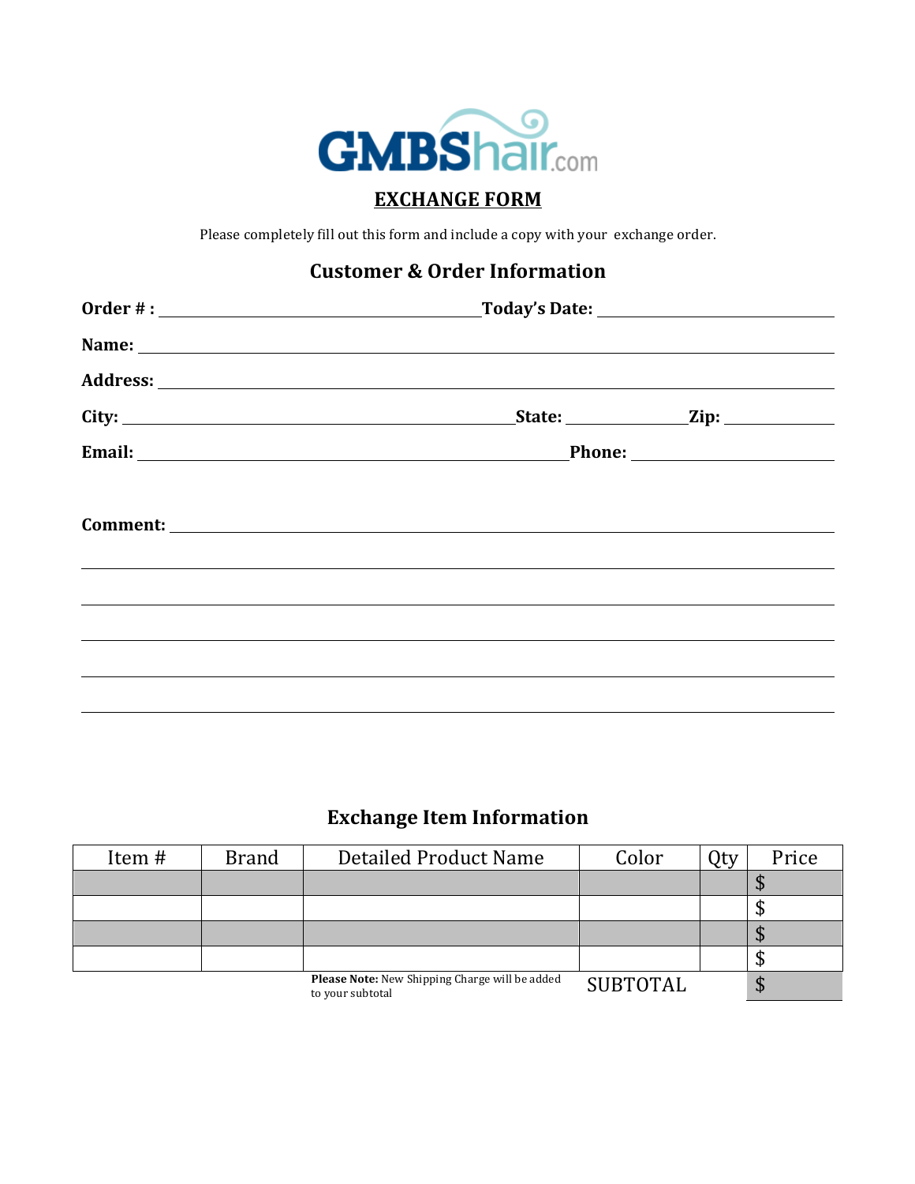GMBShair.com

# EXCHANGE FORM

Please completely fill out this form and include a copy with your exchange order.

## Customer & Order Information

**Order # :** ________________________ **Today's Date:** ________________________

**Name:** ________________________________________________

**Address:** ________________________________________________

**City:** ________________________ **State:** ____________ **Zip:** ____________

**Email:** ________________________ **Phone:** ________________________

**Comment:** ________________________________________________

________________________________________________

________________________________________________

________________________________________________

________________________________________________

________________________________________________

## Exchange Item Information

| Item # | Brand | Detailed Product Name | Color | Qty | Price |
|---|---|---|---|---|---|
| | | | | | $ |
| | | | | | $ |
| | | | | | $ |
| | | | | | $ |
| | | **Please Note:** New Shipping Charge will be added to your subtotal | SUBTOTAL | | $ |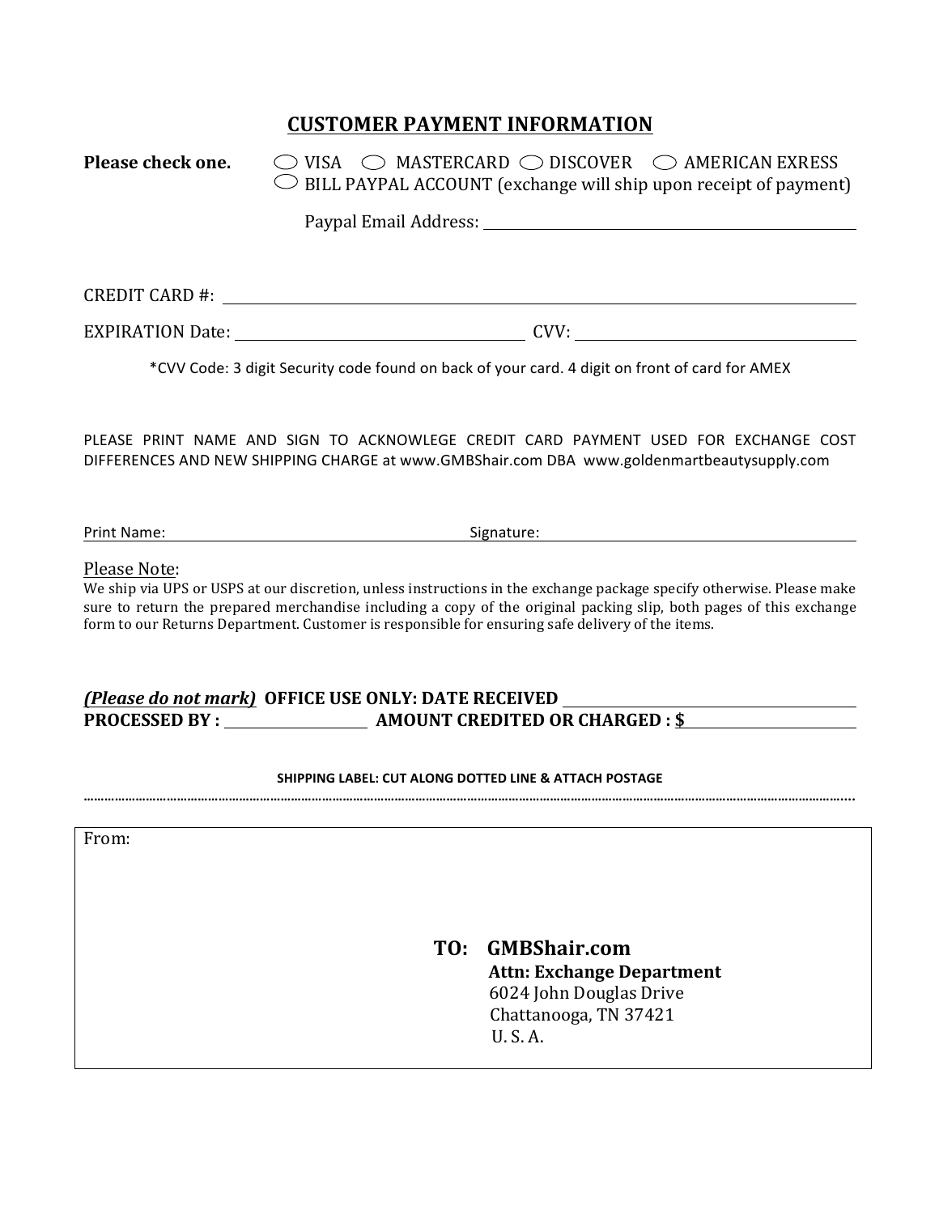## CUSTOMER PAYMENT INFORMATION

**Please check one.** ◯ VISA ◯ MASTERCARD ◯ DISCOVER ◯ AMERICAN EXRESS
◯ BILL PAYPAL ACCOUNT (exchange will ship upon receipt of payment)

Paypal Email Address: ____________________

CREDIT CARD #: ____________________

EXPIRATION Date: ____________________ CVV: ____________________

*CVV Code: 3 digit Security code found on back of your card. 4 digit on front of card for AMEX

PLEASE PRINT NAME AND SIGN TO ACKNOWLEGE CREDIT CARD PAYMENT USED FOR EXCHANGE COST DIFFERENCES AND NEW SHIPPING CHARGE at www.GMBShair.com DBA www.goldenmartbeautysupply.com

Print Name: ____________________ Signature: ____________________

Please Note:
We ship via UPS or USPS at our discretion, unless instructions in the exchange package specify otherwise. Please make sure to return the prepared merchandise including a copy of the original packing slip, both pages of this exchange form to our Returns Department. Customer is responsible for ensuring safe delivery of the items.

***(Please do not mark)*** **OFFICE USE ONLY: DATE RECEIVED** ____________________
**PROCESSED BY :** ____________________ **AMOUNT CREDITED OR CHARGED : $** ____________________

**SHIPPING LABEL: CUT ALONG DOTTED LINE & ATTACH POSTAGE**

From:

**TO: GMBShair.com**
**Attn: Exchange Department**
6024 John Douglas Drive
Chattanooga, TN 37421
U. S. A.